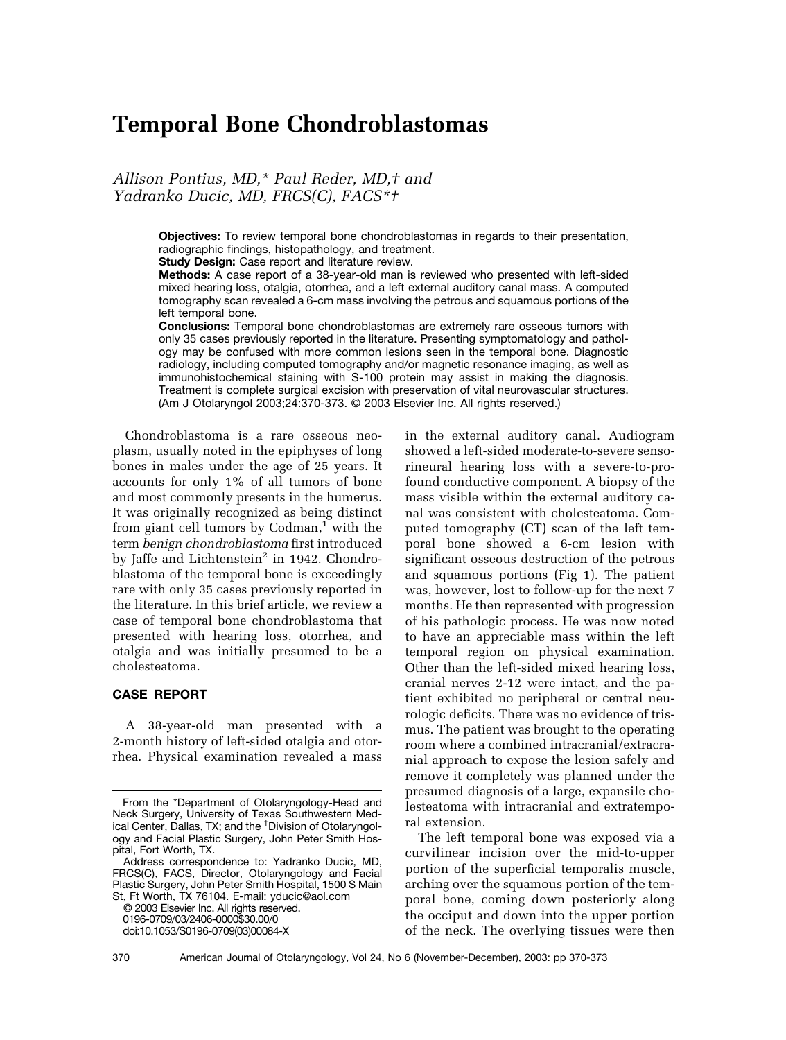# Temporal Bone Chondroblastomas

*Allison Pontius, MD,* Paul Reder, MD,† and Yadranko Ducic, MD, FRCS(C), FACS*†*

**Objectives:** To review temporal bone chondroblastomas in regards to their presentation, radiographic findings, histopathology, and treatment.
**Study Design:** Case report and literature review.
**Methods:** A case report of a 38-year-old man is reviewed who presented with left-sided mixed hearing loss, otalgia, otorrhea, and a left external auditory canal mass. A computed tomography scan revealed a 6-cm mass involving the petrous and squamous portions of the left temporal bone.
**Conclusions:** Temporal bone chondroblastomas are extremely rare osseous tumors with only 35 cases previously reported in the literature. Presenting symptomatology and pathology may be confused with more common lesions seen in the temporal bone. Diagnostic radiology, including computed tomography and/or magnetic resonance imaging, as well as immunohistochemical staining with S-100 protein may assist in making the diagnosis. Treatment is complete surgical excision with preservation of vital neurovascular structures. (Am J Otolaryngol 2003;24:370-373. © 2003 Elsevier Inc. All rights reserved.)

Chondroblastoma is a rare osseous neoplasm, usually noted in the epiphyses of long bones in males under the age of 25 years. It accounts for only 1% of all tumors of bone and most commonly presents in the humerus. It was originally recognized as being distinct from giant cell tumors by Codman,[1] with the term *benign chondroblastoma* first introduced by Jaffe and Lichtenstein[2] in 1942. Chondroblastoma of the temporal bone is exceedingly rare with only 35 cases previously reported in the literature. In this brief article, we review a case of temporal bone chondroblastoma that presented with hearing loss, otorrhea, and otalgia and was initially presumed to be a cholesteatoma.

## CASE REPORT

A 38-year-old man presented with a 2-month history of left-sided otalgia and otorrhea. Physical examination revealed a mass in the external auditory canal. Audiogram showed a left-sided moderate-to-severe sensorineural hearing loss with a severe-to-profound conductive component. A biopsy of the mass visible within the external auditory canal was consistent with cholesteatoma. Computed tomography (CT) scan of the left temporal bone showed a 6-cm lesion with significant osseous destruction of the petrous and squamous portions (Fig 1). The patient was, however, lost to follow-up for the next 7 months. He then represented with progression of his pathologic process. He was now noted to have an appreciable mass within the left temporal region on physical examination. Other than the left-sided mixed hearing loss, cranial nerves 2-12 were intact, and the patient exhibited no peripheral or central neurologic deficits. There was no evidence of trismus. The patient was brought to the operating room where a combined intracranial/extracranial approach to expose the lesion safely and remove it completely was planned under the presumed diagnosis of a large, expansile cholesteatoma with intracranial and extratemporal extension.

The left temporal bone was exposed via a curvilinear incision over the mid-to-upper portion of the superficial temporalis muscle, arching over the squamous portion of the temporal bone, coming down posteriorly along the occiput and down into the upper portion of the neck. The overlying tissues were then

From the *Department of Otolaryngology-Head and Neck Surgery, University of Texas Southwestern Medical Center, Dallas, TX; and the †Division of Otolaryngology and Facial Plastic Surgery, John Peter Smith Hospital, Fort Worth, TX.

Address correspondence to: Yadranko Ducic, MD, FRCS(C), FACS, Director, Otolaryngology and Facial Plastic Surgery, John Peter Smith Hospital, 1500 S Main St, Ft Worth, TX 76104. E-mail: yducic@aol.com

© 2003 Elsevier Inc. All rights reserved.
0196-0709/03/2406-0000$30.00/0
doi:10.1053/S0196-0709(03)00084-X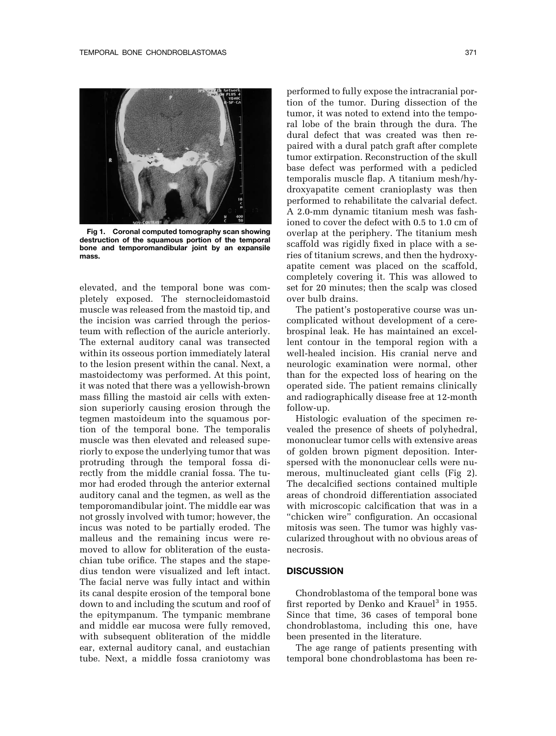Fig 1. Coronal computed tomography scan showing destruction of the squamous portion of the temporal bone and temporomandibular joint by an expansile mass.

elevated, and the temporal bone was completely exposed. The sternocleidomastoid muscle was released from the mastoid tip, and the incision was carried through the periosteum with reflection of the auricle anteriorly. The external auditory canal was transected within its osseous portion immediately lateral to the lesion present within the canal. Next, a mastoidectomy was performed. At this point, it was noted that there was a yellowish-brown mass filling the mastoid air cells with extension superiorly causing erosion through the tegmen mastoideum into the squamous portion of the temporal bone. The temporalis muscle was then elevated and released superiorly to expose the underlying tumor that was protruding through the temporal fossa directly from the middle cranial fossa. The tumor had eroded through the anterior external auditory canal and the tegmen, as well as the temporomandibular joint. The middle ear was not grossly involved with tumor; however, the incus was noted to be partially eroded. The malleus and the remaining incus were removed to allow for obliteration of the eustachian tube orifice. The stapes and the stapedius tendon were visualized and left intact. The facial nerve was fully intact and within its canal despite erosion of the temporal bone down to and including the scutum and roof of the epitympanum. The tympanic membrane and middle ear mucosa were fully removed, with subsequent obliteration of the middle ear, external auditory canal, and eustachian tube. Next, a middle fossa craniotomy was performed to fully expose the intracranial portion of the tumor. During dissection of the tumor, it was noted to extend into the temporal lobe of the brain through the dura. The dural defect that was created was then repaired with a dural patch graft after complete tumor extirpation. Reconstruction of the skull base defect was performed with a pedicled temporalis muscle flap. A titanium mesh/hydroxyapatite cement cranioplasty was then performed to rehabilitate the calvarial defect. A 2.0-mm dynamic titanium mesh was fashioned to cover the defect with 0.5 to 1.0 cm of overlap at the periphery. The titanium mesh scaffold was rigidly fixed in place with a series of titanium screws, and then the hydroxyapatite cement was placed on the scaffold, completely covering it. This was allowed to set for 20 minutes; then the scalp was closed over bulb drains.

The patient's postoperative course was uncomplicated without development of a cerebrospinal leak. He has maintained an excellent contour in the temporal region with a well-healed incision. His cranial nerve and neurologic examination were normal, other than for the expected loss of hearing on the operated side. The patient remains clinically and radiographically disease free at 12-month follow-up.

Histologic evaluation of the specimen revealed the presence of sheets of polyhedral, mononuclear tumor cells with extensive areas of golden brown pigment deposition. Interspersed with the mononuclear cells were numerous, multinucleated giant cells (Fig 2). The decalcified sections contained multiple areas of chondroid differentiation associated with microscopic calcification that was in a "chicken wire" configuration. An occasional mitosis was seen. The tumor was highly vascularized throughout with no obvious areas of necrosis.

## DISCUSSION

Chondroblastoma of the temporal bone was first reported by Denko and Krauel[3] in 1955. Since that time, 36 cases of temporal bone chondroblastoma, including this one, have been presented in the literature.

The age range of patients presenting with temporal bone chondroblastoma has been re-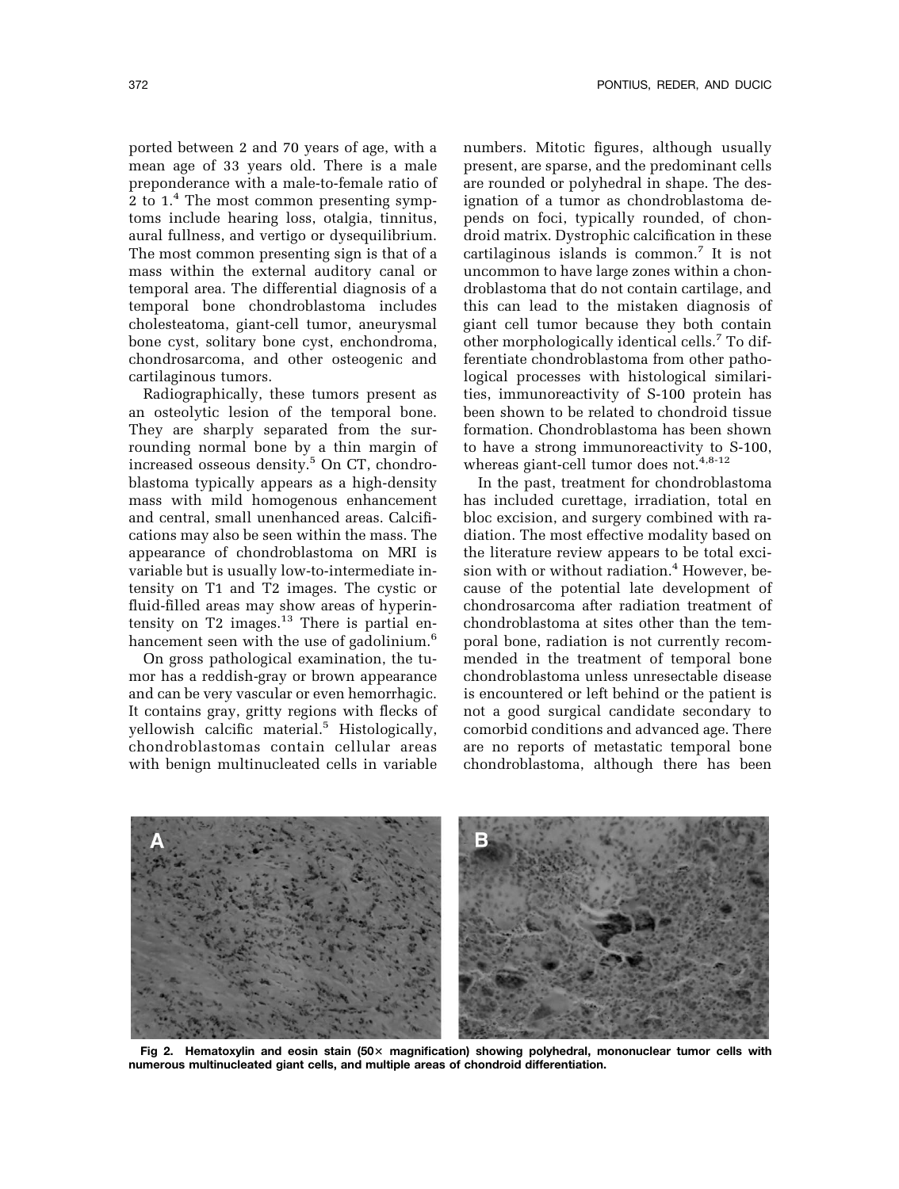ported between 2 and 70 years of age, with a mean age of 33 years old. There is a male preponderance with a male-to-female ratio of 2 to 1.[4] The most common presenting symptoms include hearing loss, otalgia, tinnitus, aural fullness, and vertigo or dysequilibrium. The most common presenting sign is that of a mass within the external auditory canal or temporal area. The differential diagnosis of a temporal bone chondroblastoma includes cholesteatoma, giant-cell tumor, aneurysmal bone cyst, solitary bone cyst, enchondroma, chondrosarcoma, and other osteogenic and cartilaginous tumors.

Radiographically, these tumors present as an osteolytic lesion of the temporal bone. They are sharply separated from the surrounding normal bone by a thin margin of increased osseous density.[5] On CT, chondroblastoma typically appears as a high-density mass with mild homogenous enhancement and central, small unenhanced areas. Calcifications may also be seen within the mass. The appearance of chondroblastoma on MRI is variable but is usually low-to-intermediate intensity on T1 and T2 images. The cystic or fluid-filled areas may show areas of hyperintensity on T2 images.[13] There is partial enhancement seen with the use of gadolinium.[6]

On gross pathological examination, the tumor has a reddish-gray or brown appearance and can be very vascular or even hemorrhagic. It contains gray, gritty regions with flecks of yellowish calcific material.[5] Histologically, chondroblastomas contain cellular areas with benign multinucleated cells in variable numbers. Mitotic figures, although usually present, are sparse, and the predominant cells are rounded or polyhedral in shape. The designation of a tumor as chondroblastoma depends on foci, typically rounded, of chondroid matrix. Dystrophic calcification in these cartilaginous islands is common.[7] It is not uncommon to have large zones within a chondroblastoma that do not contain cartilage, and this can lead to the mistaken diagnosis of giant cell tumor because they both contain other morphologically identical cells.[7] To differentiate chondroblastoma from other pathological processes with histological similarities, immunoreactivity of S-100 protein has been shown to be related to chondroid tissue formation. Chondroblastoma has been shown to have a strong immunoreactivity to S-100, whereas giant-cell tumor does not.[4,8-12]

In the past, treatment for chondroblastoma has included curettage, irradiation, total en bloc excision, and surgery combined with radiation. The most effective modality based on the literature review appears to be total excision with or without radiation.[4] However, because of the potential late development of chondrosarcoma after radiation treatment of chondroblastoma at sites other than the temporal bone, radiation is not currently recommended in the treatment of temporal bone chondroblastoma unless unresectable disease is encountered or left behind or the patient is not a good surgical candidate secondary to comorbid conditions and advanced age. There are no reports of metastatic temporal bone chondroblastoma, although there has been

**Fig 2. Hematoxylin and eosin stain (50× magnification) showing polyhedral, mononuclear tumor cells with numerous multinucleated giant cells, and multiple areas of chondroid differentiation.**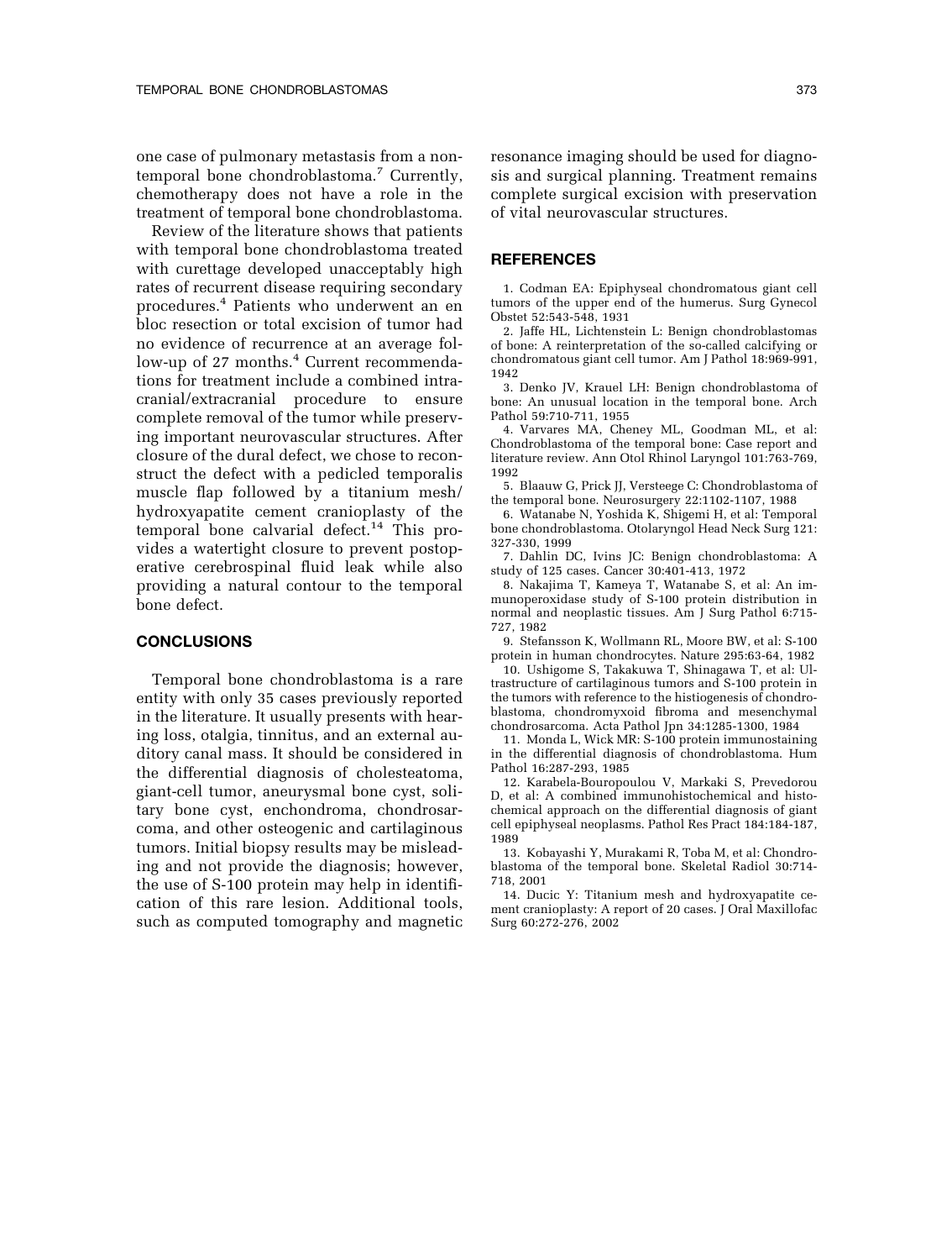one case of pulmonary metastasis from a nontemporal bone chondroblastoma.[7] Currently, chemotherapy does not have a role in the treatment of temporal bone chondroblastoma.

Review of the literature shows that patients with temporal bone chondroblastoma treated with curettage developed unacceptably high rates of recurrent disease requiring secondary procedures.[4] Patients who underwent an en bloc resection or total excision of tumor had no evidence of recurrence at an average follow-up of 27 months.[4] Current recommendations for treatment include a combined intracranial/extracranial procedure to ensure complete removal of the tumor while preserving important neurovascular structures. After closure of the dural defect, we chose to reconstruct the defect with a pedicled temporalis muscle flap followed by a titanium mesh/hydroxyapatite cement cranioplasty of the temporal bone calvarial defect.[14] This provides a watertight closure to prevent postoperative cerebrospinal fluid leak while also providing a natural contour to the temporal bone defect.

## CONCLUSIONS

Temporal bone chondroblastoma is a rare entity with only 35 cases previously reported in the literature. It usually presents with hearing loss, otalgia, tinnitus, and an external auditory canal mass. It should be considered in the differential diagnosis of cholesteatoma, giant-cell tumor, aneurysmal bone cyst, solitary bone cyst, enchondroma, chondrosarcoma, and other osteogenic and cartilaginous tumors. Initial biopsy results may be misleading and not provide the diagnosis; however, the use of S-100 protein may help in identification of this rare lesion. Additional tools, such as computed tomography and magnetic resonance imaging should be used for diagnosis and surgical planning. Treatment remains complete surgical excision with preservation of vital neurovascular structures.

## REFERENCES

1. Codman EA: Epiphyseal chondromatous giant cell tumors of the upper end of the humerus. Surg Gynecol Obstet 52:543-548, 1931
2. Jaffe HL, Lichtenstein L: Benign chondroblastomas of bone: A reinterpretation of the so-called calcifying or chondromatous giant cell tumor. Am J Pathol 18:969-991, 1942
3. Denko JV, Krauel LH: Benign chondroblastoma of bone: An unusual location in the temporal bone. Arch Pathol 59:710-711, 1955
4. Varvares MA, Cheney ML, Goodman ML, et al: Chondroblastoma of the temporal bone: Case report and literature review. Ann Otol Rhinol Laryngol 101:763-769, 1992
5. Blaauw G, Prick JJ, Versteege C: Chondroblastoma of the temporal bone. Neurosurgery 22:1102-1107, 1988
6. Watanabe N, Yoshida K, Shigemi H, et al: Temporal bone chondroblastoma. Otolaryngol Head Neck Surg 121: 327-330, 1999
7. Dahlin DC, Ivins JC: Benign chondroblastoma: A study of 125 cases. Cancer 30:401-413, 1972
8. Nakajima T, Kameya T, Watanabe S, et al: An immunoperoxidase study of S-100 protein distribution in normal and neoplastic tissues. Am J Surg Pathol 6:715-727, 1982
9. Stefansson K, Wollmann RL, Moore BW, et al: S-100 protein in human chondrocytes. Nature 295:63-64, 1982
10. Ushigome S, Takakuwa T, Shinagawa T, et al: Ultrastructure of cartilaginous tumors and S-100 protein in the tumors with reference to the histiogenesis of chondroblastoma, chondromyxoid fibroma and mesenchymal chondrosarcoma. Acta Pathol Jpn 34:1285-1300, 1984
11. Monda L, Wick MR: S-100 protein immunostaining in the differential diagnosis of chondroblastoma. Hum Pathol 16:287-293, 1985
12. Karabela-Bouropoulou V, Markaki S, Prevedorou D, et al: A combined immunohistochemical and histochemical approach on the differential diagnosis of giant cell epiphyseal neoplasms. Pathol Res Pract 184:184-187, 1989
13. Kobayashi Y, Murakami R, Toba M, et al: Chondroblastoma of the temporal bone. Skeletal Radiol 30:714-718, 2001
14. Ducic Y: Titanium mesh and hydroxyapatite cement cranioplasty: A report of 20 cases. J Oral Maxillofac Surg 60:272-276, 2002